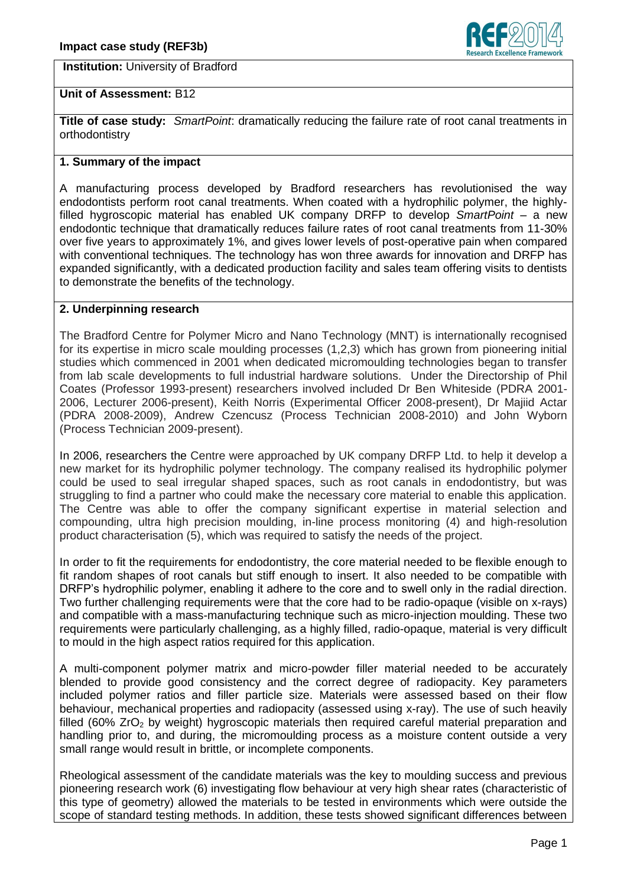**Institution:** University of Bradford

**Unit of Assessment:** B12

**Title of case study:** *SmartPoint*: dramatically reducing the failure rate of root canal treatments in orthodontistry

## 1. Summary of the impact

A manufacturing process developed by Bradford researchers has revolutionised the way endodontists perform root canal treatments. When coated with a hydrophilic polymer, the highly-filled hygroscopic material has enabled UK company DRFP to develop *SmartPoint* – a new endodontic technique that dramatically reduces failure rates of root canal treatments from 11-30% over five years to approximately 1%, and gives lower levels of post-operative pain when compared with conventional techniques. The technology has won three awards for innovation and DRFP has expanded significantly, with a dedicated production facility and sales team offering visits to dentists to demonstrate the benefits of the technology.

## 2. Underpinning research

The Bradford Centre for Polymer Micro and Nano Technology (MNT) is internationally recognised for its expertise in micro scale moulding processes (1,2,3) which has grown from pioneering initial studies which commenced in 2001 when dedicated micromoulding technologies began to transfer from lab scale developments to full industrial hardware solutions. Under the Directorship of Phil Coates (Professor 1993-present) researchers involved included Dr Ben Whiteside (PDRA 2001-2006, Lecturer 2006-present), Keith Norris (Experimental Officer 2008-present), Dr Majiid Actar (PDRA 2008-2009), Andrew Czencusz (Process Technician 2008-2010) and John Wyborn (Process Technician 2009-present).

In 2006, researchers the Centre were approached by UK company DRFP Ltd. to help it develop a new market for its hydrophilic polymer technology. The company realised its hydrophilic polymer could be used to seal irregular shaped spaces, such as root canals in endodontistry, but was struggling to find a partner who could make the necessary core material to enable this application. The Centre was able to offer the company significant expertise in material selection and compounding, ultra high precision moulding, in-line process monitoring (4) and high-resolution product characterisation (5), which was required to satisfy the needs of the project.

In order to fit the requirements for endodontistry, the core material needed to be flexible enough to fit random shapes of root canals but stiff enough to insert. It also needed to be compatible with DRFP's hydrophilic polymer, enabling it adhere to the core and to swell only in the radial direction. Two further challenging requirements were that the core had to be radio-opaque (visible on x-rays) and compatible with a mass-manufacturing technique such as micro-injection moulding. These two requirements were particularly challenging, as a highly filled, radio-opaque, material is very difficult to mould in the high aspect ratios required for this application.

A multi-component polymer matrix and micro-powder filler material needed to be accurately blended to provide good consistency and the correct degree of radiopacity. Key parameters included polymer ratios and filler particle size. Materials were assessed based on their flow behaviour, mechanical properties and radiopacity (assessed using x-ray). The use of such heavily filled (60% $ZrO_2$ by weight) hygroscopic materials then required careful material preparation and handling prior to, and during, the micromoulding process as a moisture content outside a very small range would result in brittle, or incomplete components.

Rheological assessment of the candidate materials was the key to moulding success and previous pioneering research work (6) investigating flow behaviour at very high shear rates (characteristic of this type of geometry) allowed the materials to be tested in environments which were outside the scope of standard testing methods. In addition, these tests showed significant differences between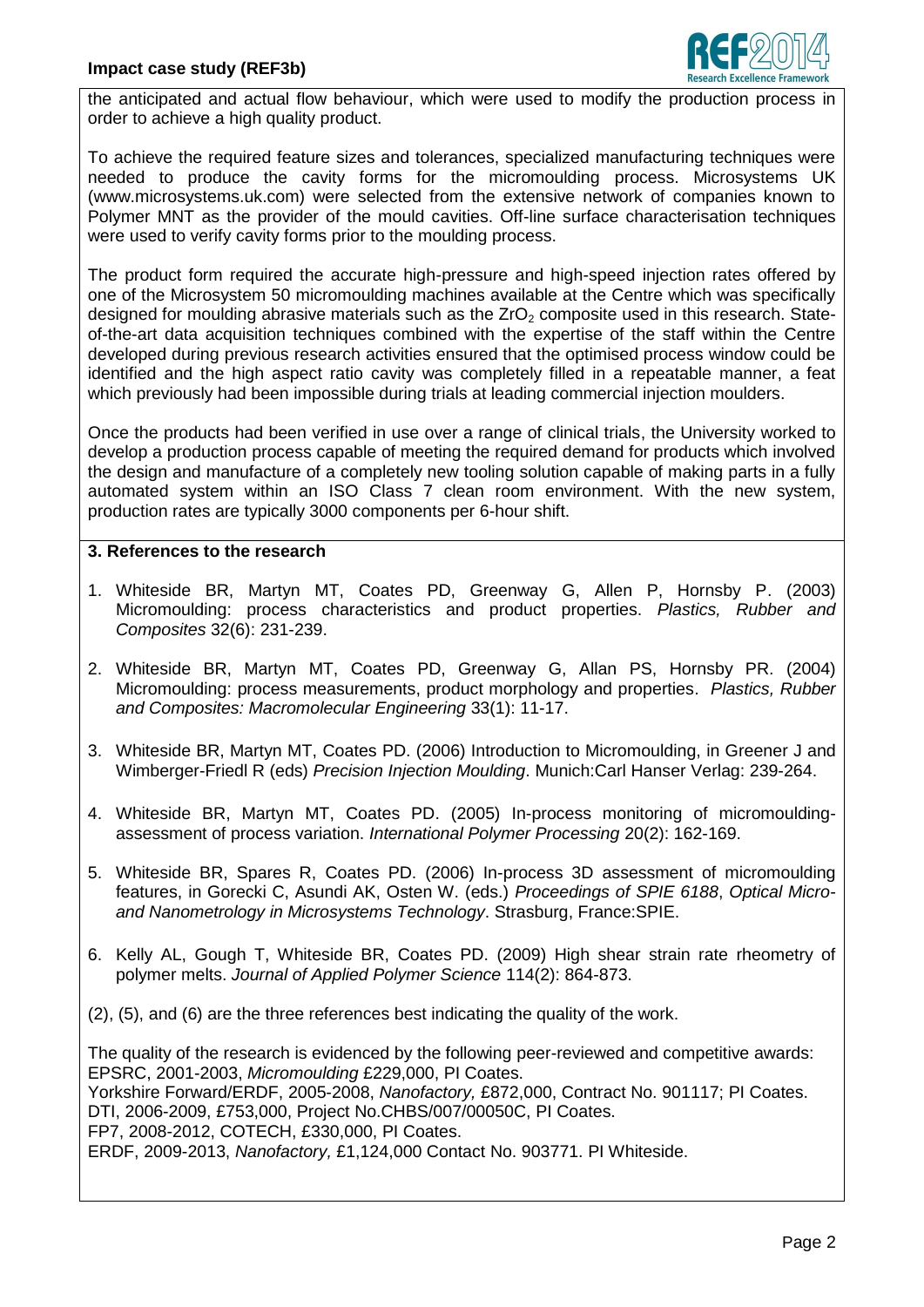the anticipated and actual flow behaviour, which were used to modify the production process in order to achieve a high quality product.

To achieve the required feature sizes and tolerances, specialized manufacturing techniques were needed to produce the cavity forms for the micromoulding process. Microsystems UK (www.microsystems.uk.com) were selected from the extensive network of companies known to Polymer MNT as the provider of the mould cavities. Off-line surface characterisation techniques were used to verify cavity forms prior to the moulding process.

The product form required the accurate high-pressure and high-speed injection rates offered by one of the Microsystem 50 micromoulding machines available at the Centre which was specifically designed for moulding abrasive materials such as the $ZrO_2$ composite used in this research. State-of-the-art data acquisition techniques combined with the expertise of the staff within the Centre developed during previous research activities ensured that the optimised process window could be identified and the high aspect ratio cavity was completely filled in a repeatable manner, a feat which previously had been impossible during trials at leading commercial injection moulders.

Once the products had been verified in use over a range of clinical trials, the University worked to develop a production process capable of meeting the required demand for products which involved the design and manufacture of a completely new tooling solution capable of making parts in a fully automated system within an ISO Class 7 clean room environment. With the new system, production rates are typically 3000 components per 6-hour shift.

## 3. References to the research

1. Whiteside BR, Martyn MT, Coates PD, Greenway G, Allen P, Hornsby P. (2003) Micromoulding: process characteristics and product properties. *Plastics, Rubber and Composites* 32(6): 231-239.
2. Whiteside BR, Martyn MT, Coates PD, Greenway G, Allan PS, Hornsby PR. (2004) Micromoulding: process measurements, product morphology and properties. *Plastics, Rubber and Composites: Macromolecular Engineering* 33(1): 11-17.
3. Whiteside BR, Martyn MT, Coates PD. (2006) Introduction to Micromoulding, in Greener J and Wimberger-Friedl R (eds) *Precision Injection Moulding*. Munich:Carl Hanser Verlag: 239-264.
4. Whiteside BR, Martyn MT, Coates PD. (2005) In-process monitoring of micromoulding-assessment of process variation. *International Polymer Processing* 20(2): 162-169.
5. Whiteside BR, Spares R, Coates PD. (2006) In-process 3D assessment of micromoulding features, in Gorecki C, Asundi AK, Osten W. (eds.) *Proceedings of SPIE 6188*, *Optical Micro- and Nanometrology in Microsystems Technology*. Strasburg, France:SPIE.
6. Kelly AL, Gough T, Whiteside BR, Coates PD. (2009) High shear strain rate rheometry of polymer melts. *Journal of Applied Polymer Science* 114(2): 864-873.

(2), (5), and (6) are the three references best indicating the quality of the work.

The quality of the research is evidenced by the following peer-reviewed and competitive awards:
EPSRC, 2001-2003, *Micromoulding* £229,000, PI Coates.
Yorkshire Forward/ERDF, 2005-2008, *Nanofactory,* £872,000, Contract No. 901117; PI Coates.
DTI, 2006-2009, £753,000, Project No.CHBS/007/00050C, PI Coates.
FP7, 2008-2012, COTECH, £330,000, PI Coates.
ERDF, 2009-2013, *Nanofactory,* £1,124,000 Contact No. 903771. PI Whiteside.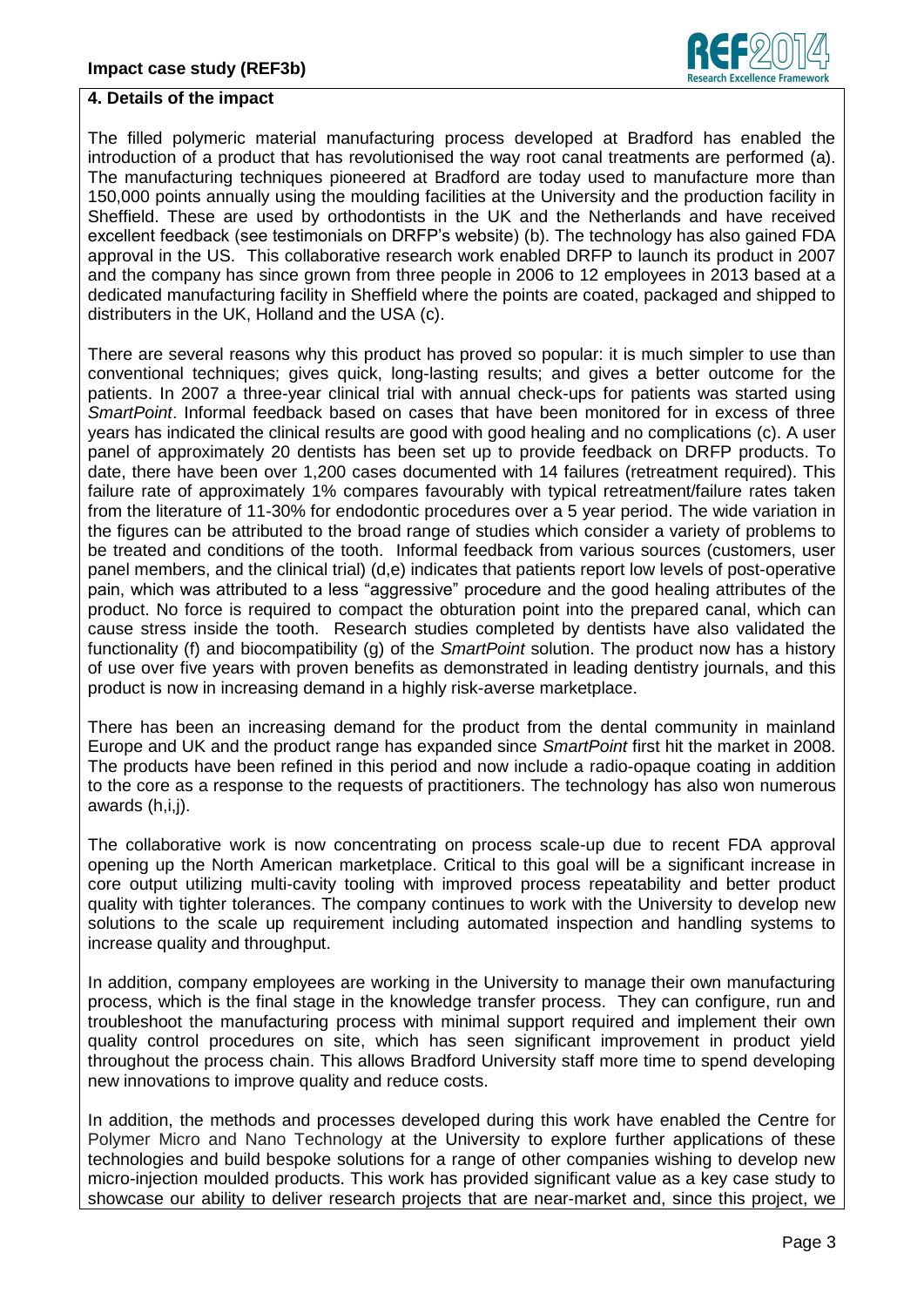## 4. Details of the impact

The filled polymeric material manufacturing process developed at Bradford has enabled the introduction of a product that has revolutionised the way root canal treatments are performed (a). The manufacturing techniques pioneered at Bradford are today used to manufacture more than 150,000 points annually using the moulding facilities at the University and the production facility in Sheffield. These are used by orthodontists in the UK and the Netherlands and have received excellent feedback (see testimonials on DRFP's website) (b). The technology has also gained FDA approval in the US. This collaborative research work enabled DRFP to launch its product in 2007 and the company has since grown from three people in 2006 to 12 employees in 2013 based at a dedicated manufacturing facility in Sheffield where the points are coated, packaged and shipped to distributers in the UK, Holland and the USA (c).

There are several reasons why this product has proved so popular: it is much simpler to use than conventional techniques; gives quick, long-lasting results; and gives a better outcome for the patients. In 2007 a three-year clinical trial with annual check-ups for patients was started using *SmartPoint*. Informal feedback based on cases that have been monitored for in excess of three years has indicated the clinical results are good with good healing and no complications (c). A user panel of approximately 20 dentists has been set up to provide feedback on DRFP products. To date, there have been over 1,200 cases documented with 14 failures (retreatment required). This failure rate of approximately 1% compares favourably with typical retreatment/failure rates taken from the literature of 11-30% for endodontic procedures over a 5 year period. The wide variation in the figures can be attributed to the broad range of studies which consider a variety of problems to be treated and conditions of the tooth. Informal feedback from various sources (customers, user panel members, and the clinical trial) (d,e) indicates that patients report low levels of post-operative pain, which was attributed to a less "aggressive" procedure and the good healing attributes of the product. No force is required to compact the obturation point into the prepared canal, which can cause stress inside the tooth. Research studies completed by dentists have also validated the functionality (f) and biocompatibility (g) of the *SmartPoint* solution. The product now has a history of use over five years with proven benefits as demonstrated in leading dentistry journals, and this product is now in increasing demand in a highly risk-averse marketplace.

There has been an increasing demand for the product from the dental community in mainland Europe and UK and the product range has expanded since *SmartPoint* first hit the market in 2008. The products have been refined in this period and now include a radio-opaque coating in addition to the core as a response to the requests of practitioners. The technology has also won numerous awards (h,i,j).

The collaborative work is now concentrating on process scale-up due to recent FDA approval opening up the North American marketplace. Critical to this goal will be a significant increase in core output utilizing multi-cavity tooling with improved process repeatability and better product quality with tighter tolerances. The company continues to work with the University to develop new solutions to the scale up requirement including automated inspection and handling systems to increase quality and throughput.

In addition, company employees are working in the University to manage their own manufacturing process, which is the final stage in the knowledge transfer process. They can configure, run and troubleshoot the manufacturing process with minimal support required and implement their own quality control procedures on site, which has seen significant improvement in product yield throughout the process chain. This allows Bradford University staff more time to spend developing new innovations to improve quality and reduce costs.

In addition, the methods and processes developed during this work have enabled the Centre for Polymer Micro and Nano Technology at the University to explore further applications of these technologies and build bespoke solutions for a range of other companies wishing to develop new micro-injection moulded products. This work has provided significant value as a key case study to showcase our ability to deliver research projects that are near-market and, since this project, we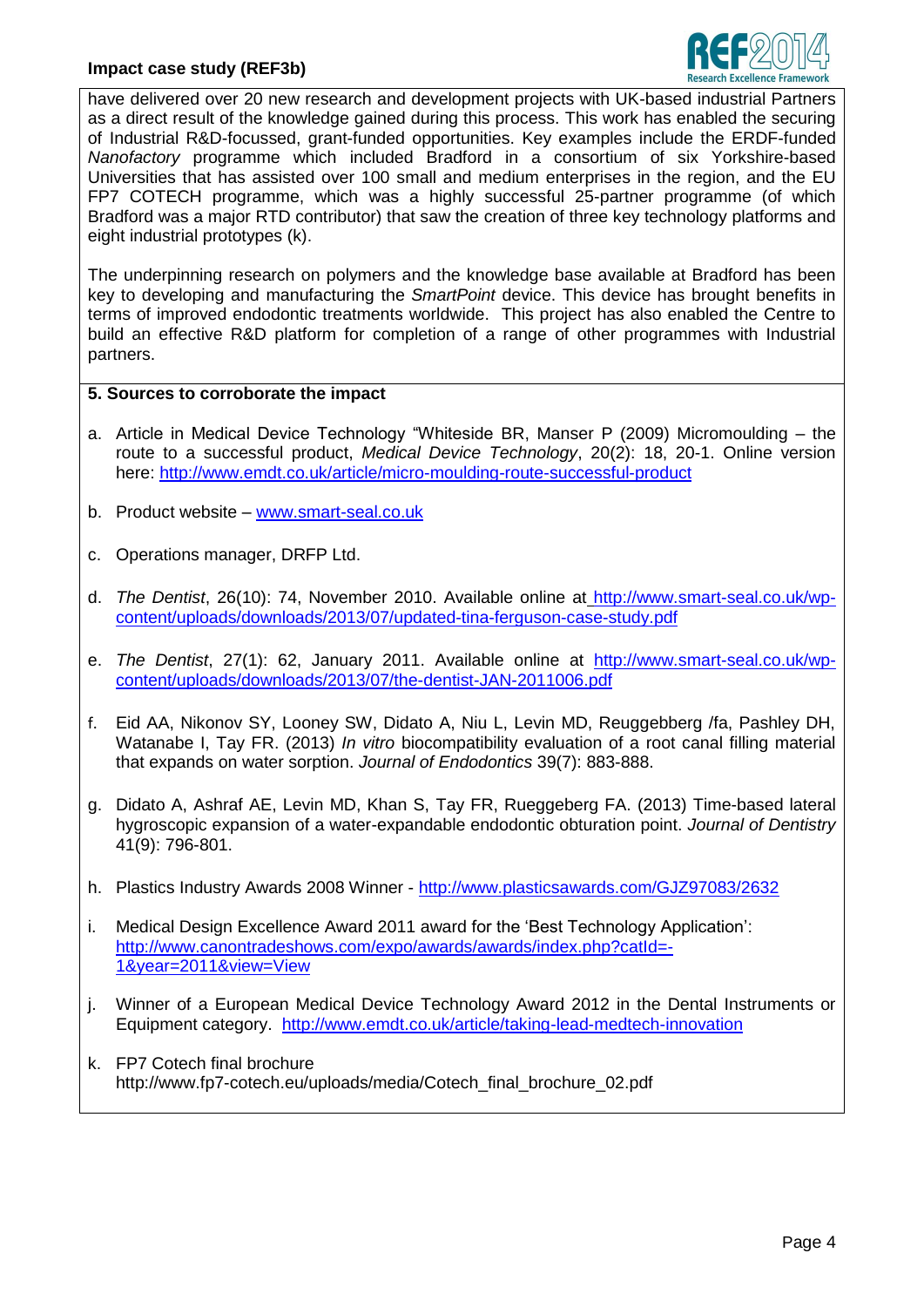have delivered over 20 new research and development projects with UK-based industrial Partners as a direct result of the knowledge gained during this process. This work has enabled the securing of Industrial R&D-focussed, grant-funded opportunities. Key examples include the ERDF-funded *Nanofactory* programme which included Bradford in a consortium of six Yorkshire-based Universities that has assisted over 100 small and medium enterprises in the region, and the EU FP7 COTECH programme, which was a highly successful 25-partner programme (of which Bradford was a major RTD contributor) that saw the creation of three key technology platforms and eight industrial prototypes (k).

The underpinning research on polymers and the knowledge base available at Bradford has been key to developing and manufacturing the *SmartPoint* device. This device has brought benefits in terms of improved endodontic treatments worldwide. This project has also enabled the Centre to build an effective R&D platform for completion of a range of other programmes with Industrial partners.

## 5. Sources to corroborate the impact

a. Article in Medical Device Technology "Whiteside BR, Manser P (2009) Micromoulding – the route to a successful product, *Medical Device Technology*, 20(2): 18, 20-1. Online version here: http://www.emdt.co.uk/article/micro-moulding-route-successful-product

b. Product website – www.smart-seal.co.uk

c. Operations manager, DRFP Ltd.

d. *The Dentist*, 26(10): 74, November 2010. Available online at http://www.smart-seal.co.uk/wp-content/uploads/downloads/2013/07/updated-tina-ferguson-case-study.pdf

e. *The Dentist*, 27(1): 62, January 2011. Available online at http://www.smart-seal.co.uk/wp-content/uploads/downloads/2013/07/the-dentist-JAN-2011006.pdf

f. Eid AA, Nikonov SY, Looney SW, Didato A, Niu L, Levin MD, Reuggebberg /fa, Pashley DH, Watanabe I, Tay FR. (2013) *In vitro* biocompatibility evaluation of a root canal filling material that expands on water sorption. *Journal of Endodontics* 39(7): 883-888.

g. Didato A, Ashraf AE, Levin MD, Khan S, Tay FR, Rueggeberg FA. (2013) Time-based lateral hygroscopic expansion of a water-expandable endodontic obturation point. *Journal of Dentistry* 41(9): 796-801.

h. Plastics Industry Awards 2008 Winner - http://www.plasticsawards.com/GJZ97083/2632

i. Medical Design Excellence Award 2011 award for the 'Best Technology Application': http://www.canontradeshows.com/expo/awards/awards/index.php?catId=-1&year=2011&view=View

j. Winner of a European Medical Device Technology Award 2012 in the Dental Instruments or Equipment category. http://www.emdt.co.uk/article/taking-lead-medtech-innovation

k. FP7 Cotech final brochure http://www.fp7-cotech.eu/uploads/media/Cotech_final_brochure_02.pdf